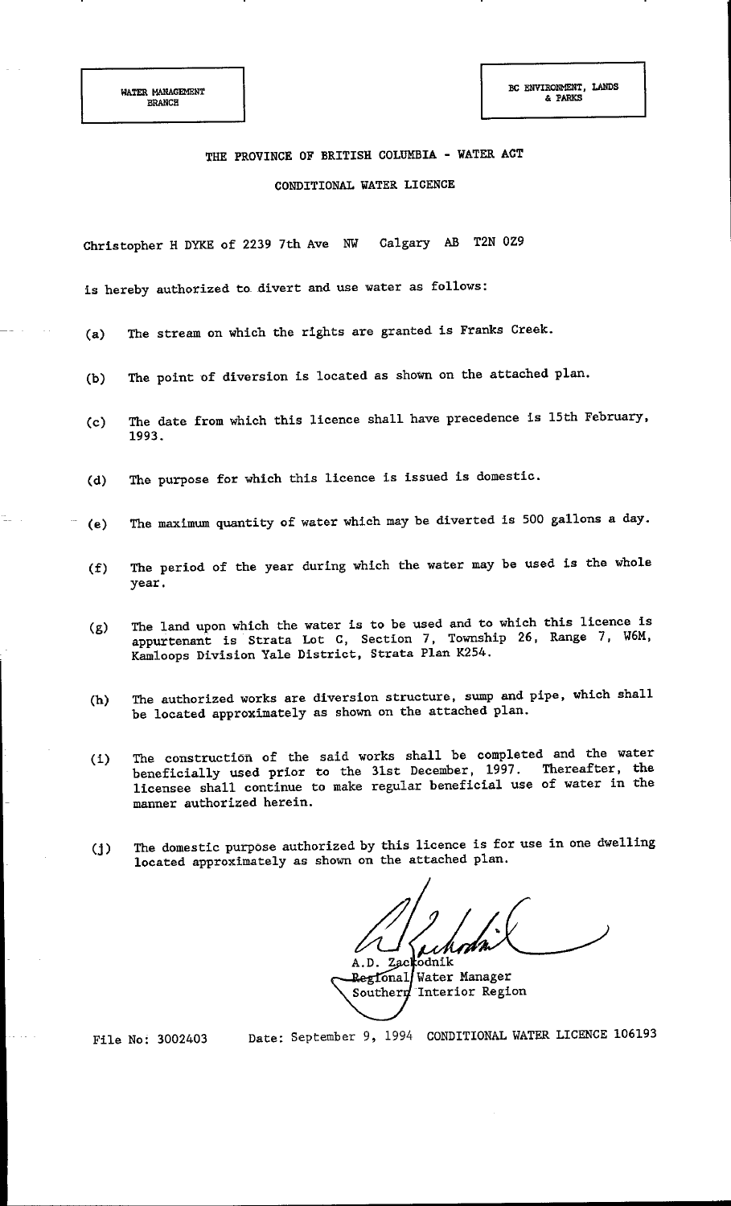WATER MANAGEMENT BRANCH

BC ENVIRONMENT, LANDS & PARKS

THE PROVINCE OF BRITISH COLUMBIA - WATER ACT

CONDITIONAL WATER LICENCE

Christopher H DYKE of 2239 7th Ave NW Calgary AB T2N 0Z9

is hereby authorized to divert and use water as follows:

(a) The stream on which the rights are granted is Franks Creek.

(b) The point of diversion is located as shown on the attached plan.

(c) The date from which this licence shall have precedence is 15th February, 1993.

(d) The purpose for which this licence is issued is domestic.

(e) The maximum quantity of water which may be diverted is 500 gallons a day.

(f) The period of the year during which the water may be used is the whole year.

(g) The land upon which the water is to be used and to which this licence is appurtenant is Strata Lot C, Section 7, Township 26, Range 7, W6M, Kamloops Division Yale District, Strata Plan K254.

(h) The authorized works are diversion structure, sump and pipe, which shall be located approximately as shown on the attached plan.

(i) The construction of the said works shall be completed and the water beneficially used prior to the 31st December, 1997. Thereafter, the licensee shall continue to make regular beneficial use of water in the manner authorized herein.

(j) The domestic purpose authorized by this licence is for use in one dwelling located approximately as shown on the attached plan.

A.D. Zackodnik
Regional Water Manager
Southern Interior Region

File No: 3002403 Date: September 9, 1994 CONDITIONAL WATER LICENCE 106193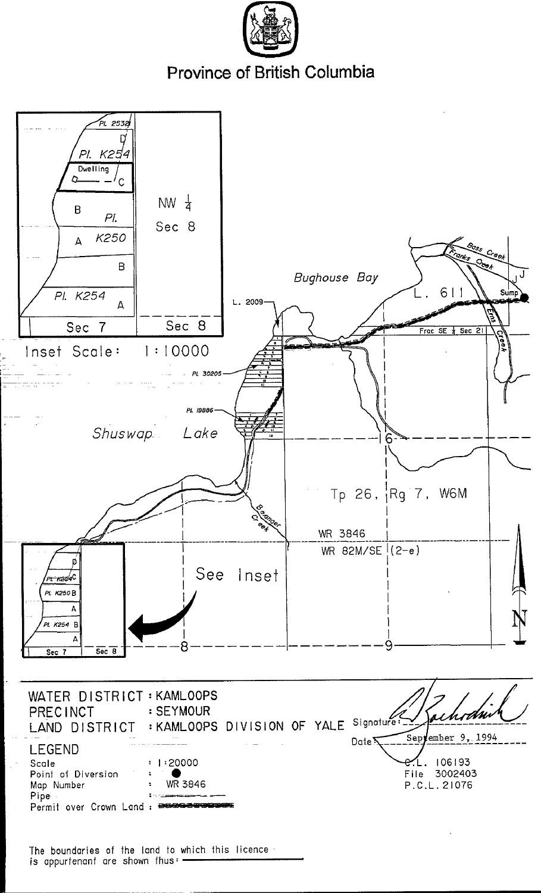# Province of British Columbia

NW ¼

Sec 8

Pl. 2532

D

Pl. K254

Dwelling

C

B

Pl.

A

K250

B

Pl. K254

A

Sec 7

Sec 8

Inset Scale: 1:10000

Bughouse Bay

L. 2009

L. 611

Bass Creek

Franks Creek

Erns Creek

J

Sump

Frac SE ¼ Sec 21

Pl. 30205

Pl. 19886

Shuswap Lake

16

Tp 26, Rg 7, W6M

Beranger Creek

WR 3846

WR 82M/SE (2-e)

See Inset

8

9

N

| | |
|---|---|
| WATER DISTRICT | : KAMLOOPS |
| PRECINCT | : SEYMOUR |
| LAND DISTRICT | : KAMLOOPS DIVISION OF YALE |

Signature:

Date: September 9, 1994

C.L. 106193

File 3002403

P.C.L. 21076

## LEGEND

| | |
|---|---|
| Scale | : 1:20000 |
| Point of Diversion | : ● |
| Map Number | : WR 3846 |
| Pipe | : |
| Permit over Crown Land | : |

The boundaries of the land to which this licence is appurtenant are shown thus: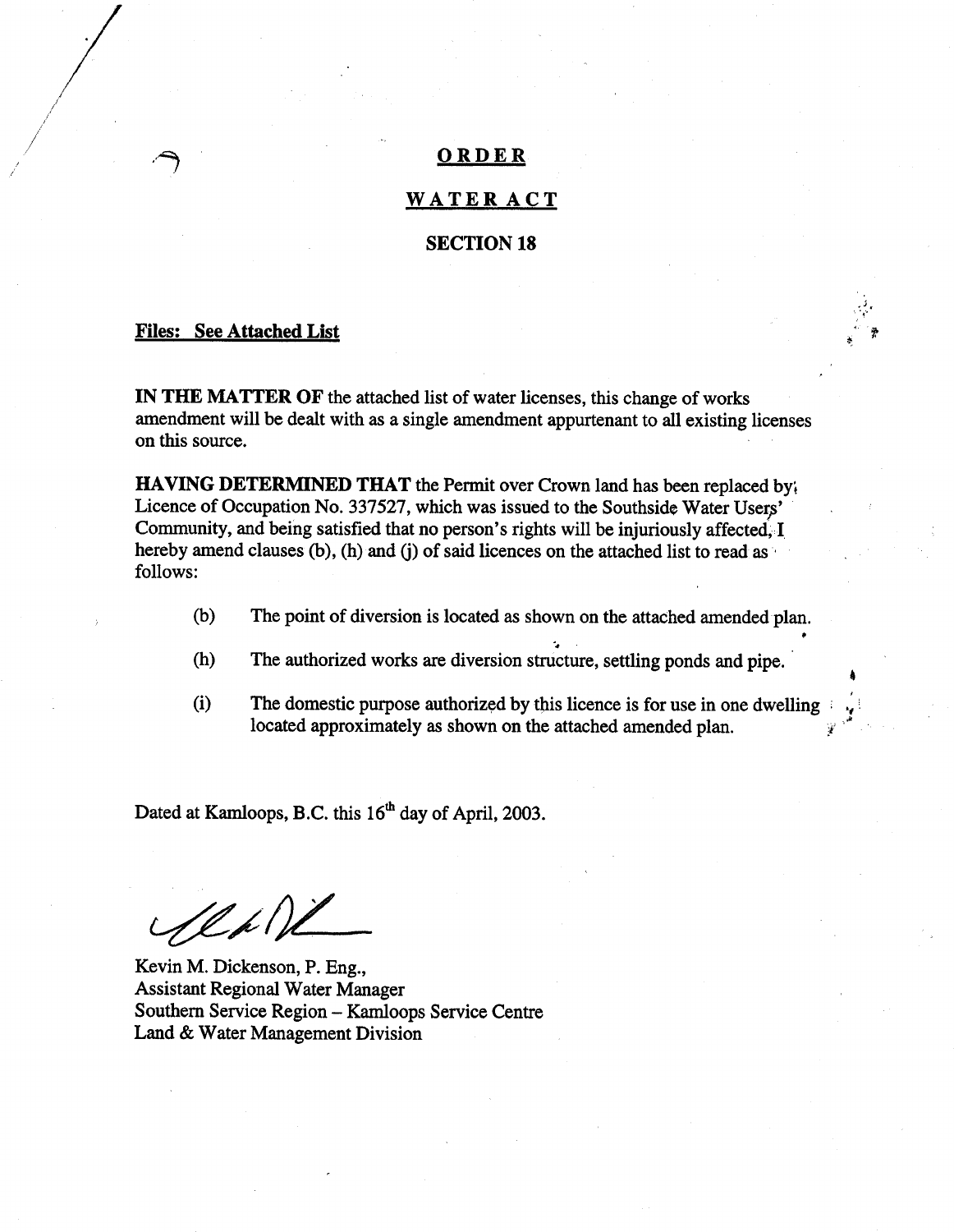# ORDER

## WATER ACT

## SECTION 18

**Files: See Attached List**

**IN THE MATTER OF** the attached list of water licenses, this change of works amendment will be dealt with as a single amendment appurtenant to all existing licenses on this source.

**HAVING DETERMINED THAT** the Permit over Crown land has been replaced by Licence of Occupation No. 337527, which was issued to the Southside Water Users' Community, and being satisfied that no person's rights will be injuriously affected, I hereby amend clauses (b), (h) and (j) of said licences on the attached list to read as follows:

(b) The point of diversion is located as shown on the attached amended plan.

(h) The authorized works are diversion structure, settling ponds and pipe.

(i) The domestic purpose authorized by this licence is for use in one dwelling located approximately as shown on the attached amended plan.

Dated at Kamloops, B.C. this 16th day of April, 2003.

Kevin M. Dickenson, P. Eng.,
Assistant Regional Water Manager
Southern Service Region – Kamloops Service Centre
Land & Water Management Division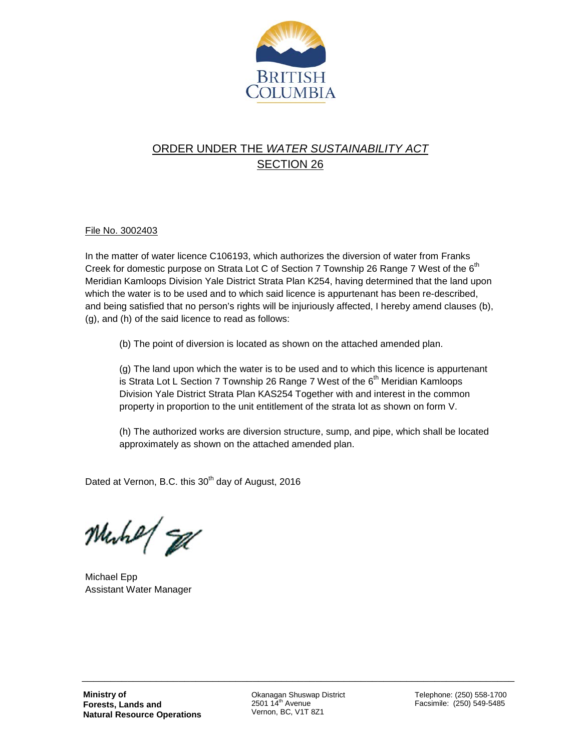BRITISH COLUMBIA

## ORDER UNDER THE *WATER SUSTAINABILITY ACT* SECTION 26

File No. 3002403

In the matter of water licence C106193, which authorizes the diversion of water from Franks Creek for domestic purpose on Strata Lot C of Section 7 Township 26 Range 7 West of the 6th Meridian Kamloops Division Yale District Strata Plan K254, having determined that the land upon which the water is to be used and to which said licence is appurtenant has been re-described, and being satisfied that no person's rights will be injuriously affected, I hereby amend clauses (b), (g), and (h) of the said licence to read as follows:

> (b) The point of diversion is located as shown on the attached amended plan.
>
> (g) The land upon which the water is to be used and to which this licence is appurtenant is Strata Lot L Section 7 Township 26 Range 7 West of the 6th Meridian Kamloops Division Yale District Strata Plan KAS254 Together with and interest in the common property in proportion to the unit entitlement of the strata lot as shown on form V.
>
> (h) The authorized works are diversion structure, sump, and pipe, which shall be located approximately as shown on the attached amended plan.

Dated at Vernon, B.C. this 30th day of August, 2016

Michael Epp
Assistant Water Manager

**Ministry of Forests, Lands and Natural Resource Operations**

Okanagan Shuswap District
2501 14th Avenue
Vernon, BC, V1T 8Z1

Telephone: (250) 558-1700
Facsimile: (250) 549-5485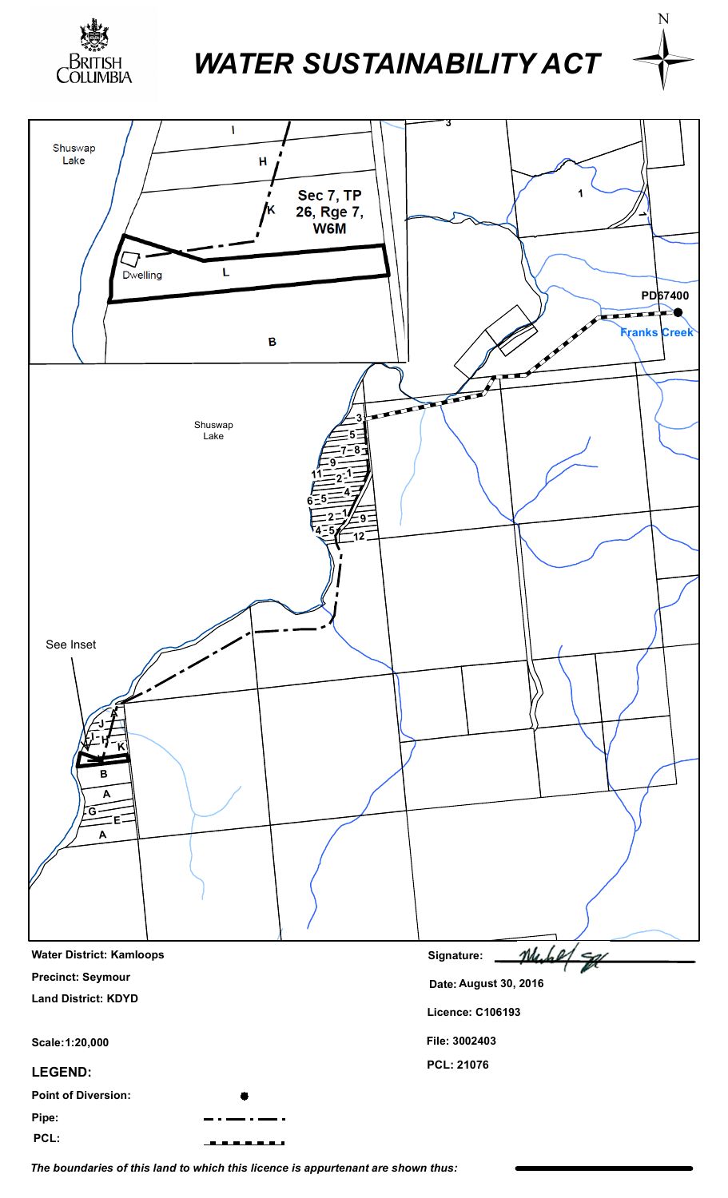# WATER SUSTAINABILITY ACT

Water District: Kamloops

Precinct: Seymour

Land District: KDYD

Scale: 1:20,000

Signature:

Date: August 30, 2016

Licence: C106193

File: 3002403

PCL: 21076

## LEGEND:

Point of Diversion:

Pipe:

PCL:

*The boundaries of this land to which this licence is appurtenant are shown thus:*